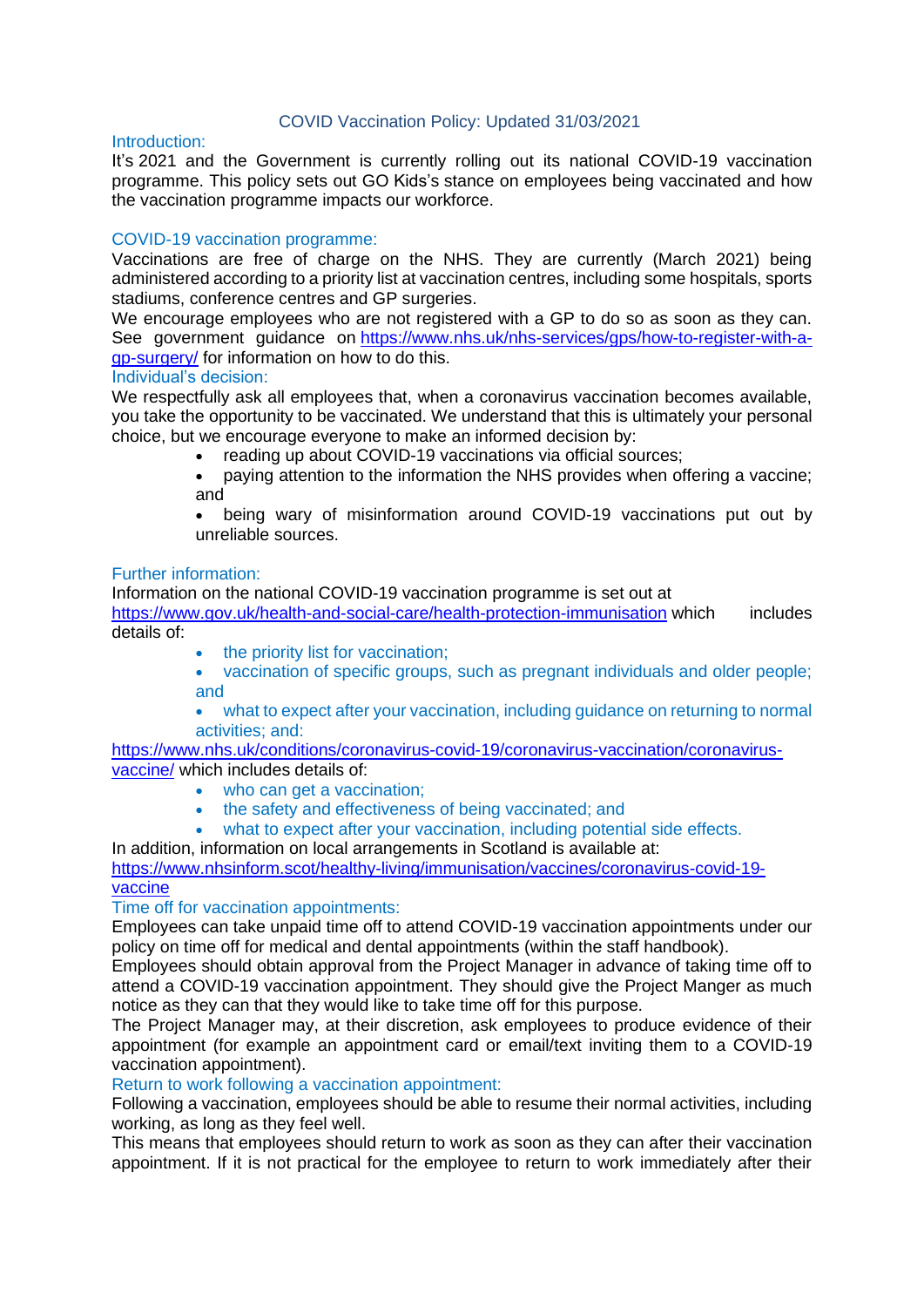# COVID Vaccination Policy: Updated 31/03/2021

## Introduction:

It's 2021 and the Government is currently rolling out its national COVID-19 vaccination programme. This policy sets out GO Kids's stance on employees being vaccinated and how the vaccination programme impacts our workforce.

## COVID-19 vaccination programme:

Vaccinations are free of charge on the NHS. They are currently (March 2021) being administered according to a priority list at vaccination centres, including some hospitals, sports stadiums, conference centres and GP surgeries.

We encourage employees who are not registered with a GP to do so as soon as they can. See government guidance on https://www.nhs.uk/nhs-services/gps/how-to-register-with-a-gp-surgery/ for information on how to do this.

## Individual's decision:

We respectfully ask all employees that, when a coronavirus vaccination becomes available, you take the opportunity to be vaccinated. We understand that this is ultimately your personal choice, but we encourage everyone to make an informed decision by:

- reading up about COVID-19 vaccinations via official sources;
- paying attention to the information the NHS provides when offering a vaccine; and
- being wary of misinformation around COVID-19 vaccinations put out by unreliable sources.

## Further information:

Information on the national COVID-19 vaccination programme is set out at https://www.gov.uk/health-and-social-care/health-protection-immunisation which includes details of:

- the priority list for vaccination;
- vaccination of specific groups, such as pregnant individuals and older people; and
- what to expect after your vaccination, including guidance on returning to normal activities; and:

https://www.nhs.uk/conditions/coronavirus-covid-19/coronavirus-vaccination/coronavirus-vaccine/ which includes details of:

- who can get a vaccination;
- the safety and effectiveness of being vaccinated; and
- what to expect after your vaccination, including potential side effects.

In addition, information on local arrangements in Scotland is available at: https://www.nhsinform.scot/healthy-living/immunisation/vaccines/coronavirus-covid-19-vaccine

## Time off for vaccination appointments:

Employees can take unpaid time off to attend COVID-19 vaccination appointments under our policy on time off for medical and dental appointments (within the staff handbook).

Employees should obtain approval from the Project Manager in advance of taking time off to attend a COVID-19 vaccination appointment. They should give the Project Manger as much notice as they can that they would like to take time off for this purpose.

The Project Manager may, at their discretion, ask employees to produce evidence of their appointment (for example an appointment card or email/text inviting them to a COVID-19 vaccination appointment).

## Return to work following a vaccination appointment:

Following a vaccination, employees should be able to resume their normal activities, including working, as long as they feel well.

This means that employees should return to work as soon as they can after their vaccination appointment. If it is not practical for the employee to return to work immediately after their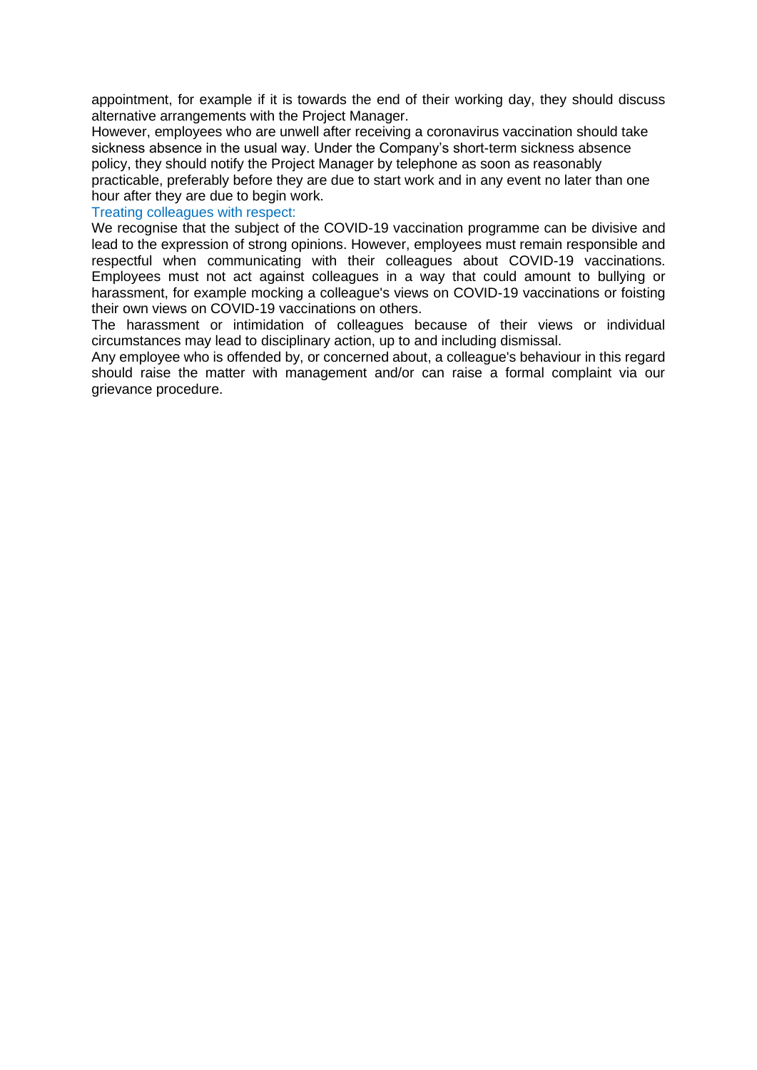appointment, for example if it is towards the end of their working day, they should discuss alternative arrangements with the Project Manager.

However, employees who are unwell after receiving a coronavirus vaccination should take sickness absence in the usual way. Under the Company's short-term sickness absence policy, they should notify the Project Manager by telephone as soon as reasonably practicable, preferably before they are due to start work and in any event no later than one hour after they are due to begin work.

### Treating colleagues with respect:

We recognise that the subject of the COVID-19 vaccination programme can be divisive and lead to the expression of strong opinions. However, employees must remain responsible and respectful when communicating with their colleagues about COVID-19 vaccinations. Employees must not act against colleagues in a way that could amount to bullying or harassment, for example mocking a colleague's views on COVID-19 vaccinations or foisting their own views on COVID-19 vaccinations on others.

The harassment or intimidation of colleagues because of their views or individual circumstances may lead to disciplinary action, up to and including dismissal.

Any employee who is offended by, or concerned about, a colleague's behaviour in this regard should raise the matter with management and/or can raise a formal complaint via our grievance procedure.